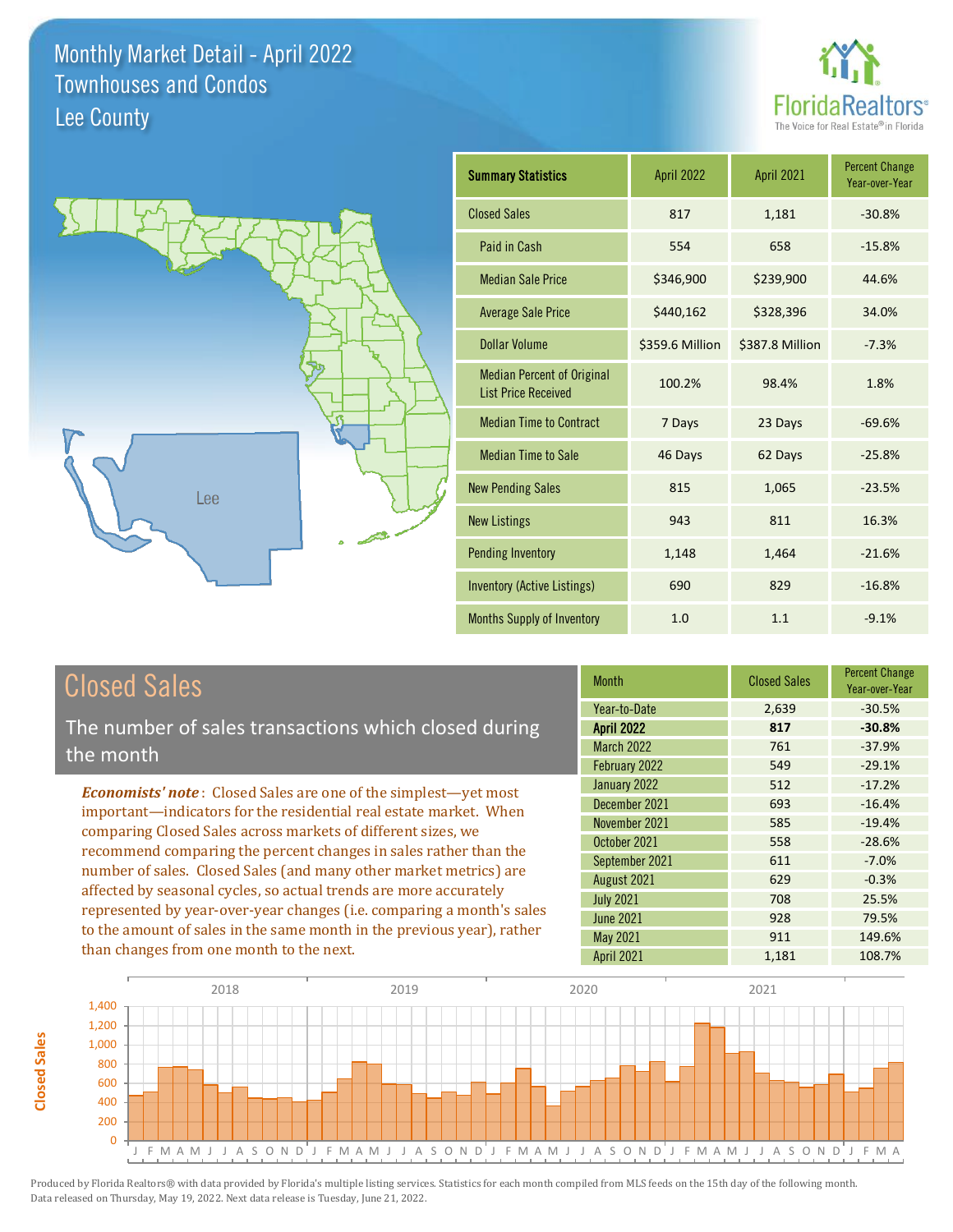# Monthly Market Detail - April 2022
## Townhouses and Condos
## Lee County

| Summary Statistics | April 2022 | April 2021 | Percent Change Year-over-Year |
|---|---|---|---|
| Closed Sales | 817 | 1,181 | -30.8% |
| Paid in Cash | 554 | 658 | -15.8% |
| Median Sale Price | $346,900 | $239,900 | 44.6% |
| Average Sale Price | $440,162 | $328,396 | 34.0% |
| Dollar Volume | $359.6 Million | $387.8 Million | -7.3% |
| Median Percent of Original List Price Received | 100.2% | 98.4% | 1.8% |
| Median Time to Contract | 7 Days | 23 Days | -69.6% |
| Median Time to Sale | 46 Days | 62 Days | -25.8% |
| New Pending Sales | 815 | 1,065 | -23.5% |
| New Listings | 943 | 811 | 16.3% |
| Pending Inventory | 1,148 | 1,464 | -21.6% |
| Inventory (Active Listings) | 690 | 829 | -16.8% |
| Months Supply of Inventory | 1.0 | 1.1 | -9.1% |

## Closed Sales

The number of sales transactions which closed during the month

*Economists' note*: Closed Sales are one of the simplest—yet most important—indicators for the residential real estate market. When comparing Closed Sales across markets of different sizes, we recommend comparing the percent changes in sales rather than the number of sales. Closed Sales (and many other market metrics) are affected by seasonal cycles, so actual trends are more accurately represented by year-over-year changes (i.e. comparing a month's sales to the amount of sales in the same month in the previous year), rather than changes from one month to the next.

| Month | Closed Sales | Percent Change Year-over-Year |
|---|---|---|
| Year-to-Date | 2,639 | -30.5% |
| **April 2022** | **817** | **-30.8%** |
| March 2022 | 761 | -37.9% |
| February 2022 | 549 | -29.1% |
| January 2022 | 512 | -17.2% |
| December 2021 | 693 | -16.4% |
| November 2021 | 585 | -19.4% |
| October 2021 | 558 | -28.6% |
| September 2021 | 611 | -7.0% |
| August 2021 | 629 | -0.3% |
| July 2021 | 708 | 25.5% |
| June 2021 | 928 | 79.5% |
| May 2021 | 911 | 149.6% |
| April 2021 | 1,181 | 108.7% |

Produced by Florida Realtors® with data provided by Florida's multiple listing services. Statistics for each month compiled from MLS feeds on the 15th day of the following month. Data released on Thursday, May 19, 2022. Next data release is Tuesday, June 21, 2022.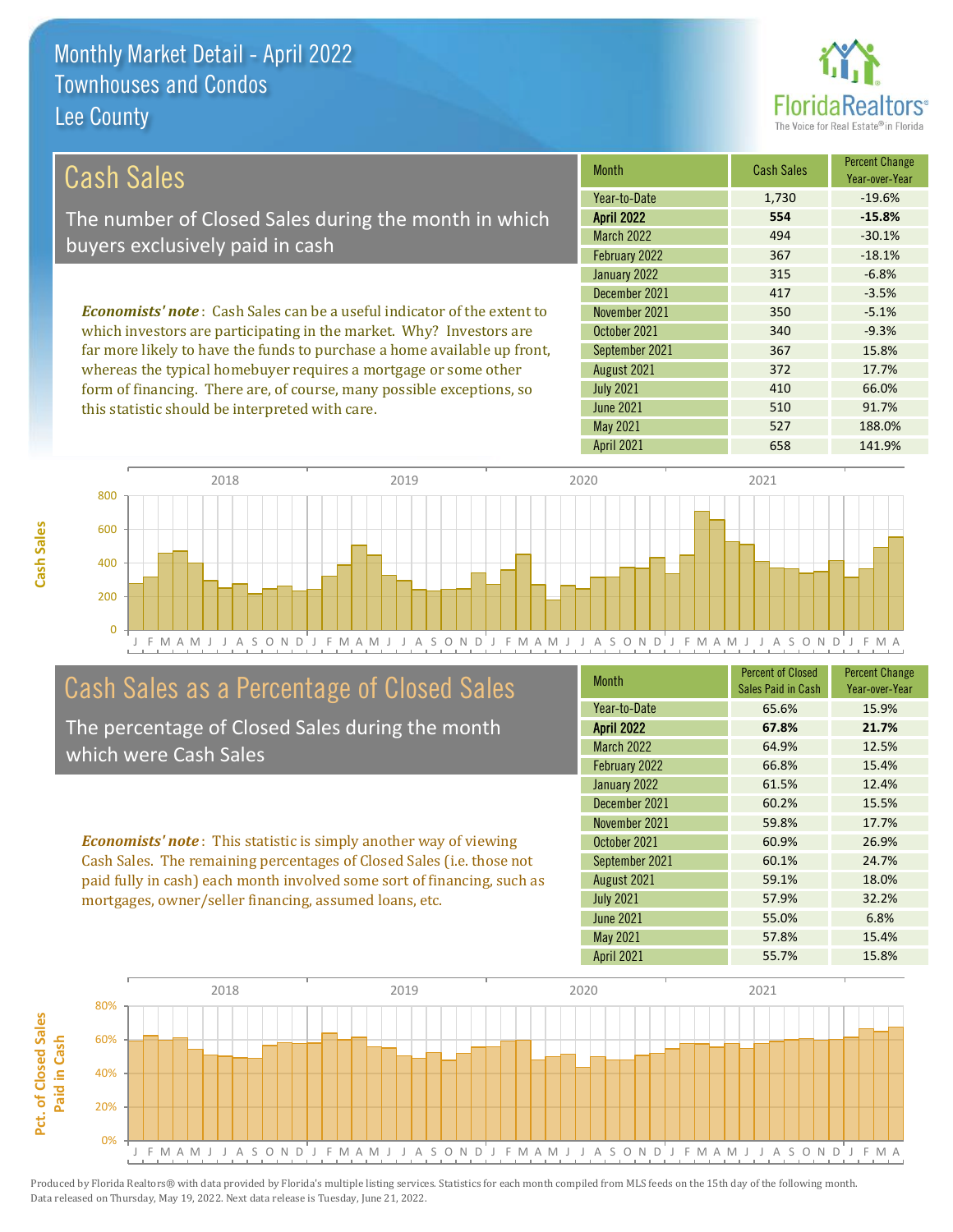# Monthly Market Detail - April 2022
## Townhouses and Condos
## Lee County

## Cash Sales

The number of Closed Sales during the month in which buyers exclusively paid in cash

***Economists' note***: Cash Sales can be a useful indicator of the extent to which investors are participating in the market. Why? Investors are far more likely to have the funds to purchase a home available up front, whereas the typical homebuyer requires a mortgage or some other form of financing. There are, of course, many possible exceptions, so this statistic should be interpreted with care.

| Month | Cash Sales | Percent Change Year-over-Year |
|---|---|---|
| Year-to-Date | 1,730 | -19.6% |
| **April 2022** | **554** | **-15.8%** |
| March 2022 | 494 | -30.1% |
| February 2022 | 367 | -18.1% |
| January 2022 | 315 | -6.8% |
| December 2021 | 417 | -3.5% |
| November 2021 | 350 | -5.1% |
| October 2021 | 340 | -9.3% |
| September 2021 | 367 | 15.8% |
| August 2021 | 372 | 17.7% |
| July 2021 | 410 | 66.0% |
| June 2021 | 510 | 91.7% |
| May 2021 | 527 | 188.0% |
| April 2021 | 658 | 141.9% |

## Cash Sales as a Percentage of Closed Sales

The percentage of Closed Sales during the month which were Cash Sales

***Economists' note***: This statistic is simply another way of viewing Cash Sales. The remaining percentages of Closed Sales (i.e. those not paid fully in cash) each month involved some sort of financing, such as mortgages, owner/seller financing, assumed loans, etc.

| Month | Percent of Closed Sales Paid in Cash | Percent Change Year-over-Year |
|---|---|---|
| Year-to-Date | 65.6% | 15.9% |
| **April 2022** | **67.8%** | **21.7%** |
| March 2022 | 64.9% | 12.5% |
| February 2022 | 66.8% | 15.4% |
| January 2022 | 61.5% | 12.4% |
| December 2021 | 60.2% | 15.5% |
| November 2021 | 59.8% | 17.7% |
| October 2021 | 60.9% | 26.9% |
| September 2021 | 60.1% | 24.7% |
| August 2021 | 59.1% | 18.0% |
| July 2021 | 57.9% | 32.2% |
| June 2021 | 55.0% | 6.8% |
| May 2021 | 57.8% | 15.4% |
| April 2021 | 55.7% | 15.8% |

Produced by Florida Realtors® with data provided by Florida's multiple listing services. Statistics for each month compiled from MLS feeds on the 15th day of the following month. Data released on Thursday, May 19, 2022. Next data release is Tuesday, June 21, 2022.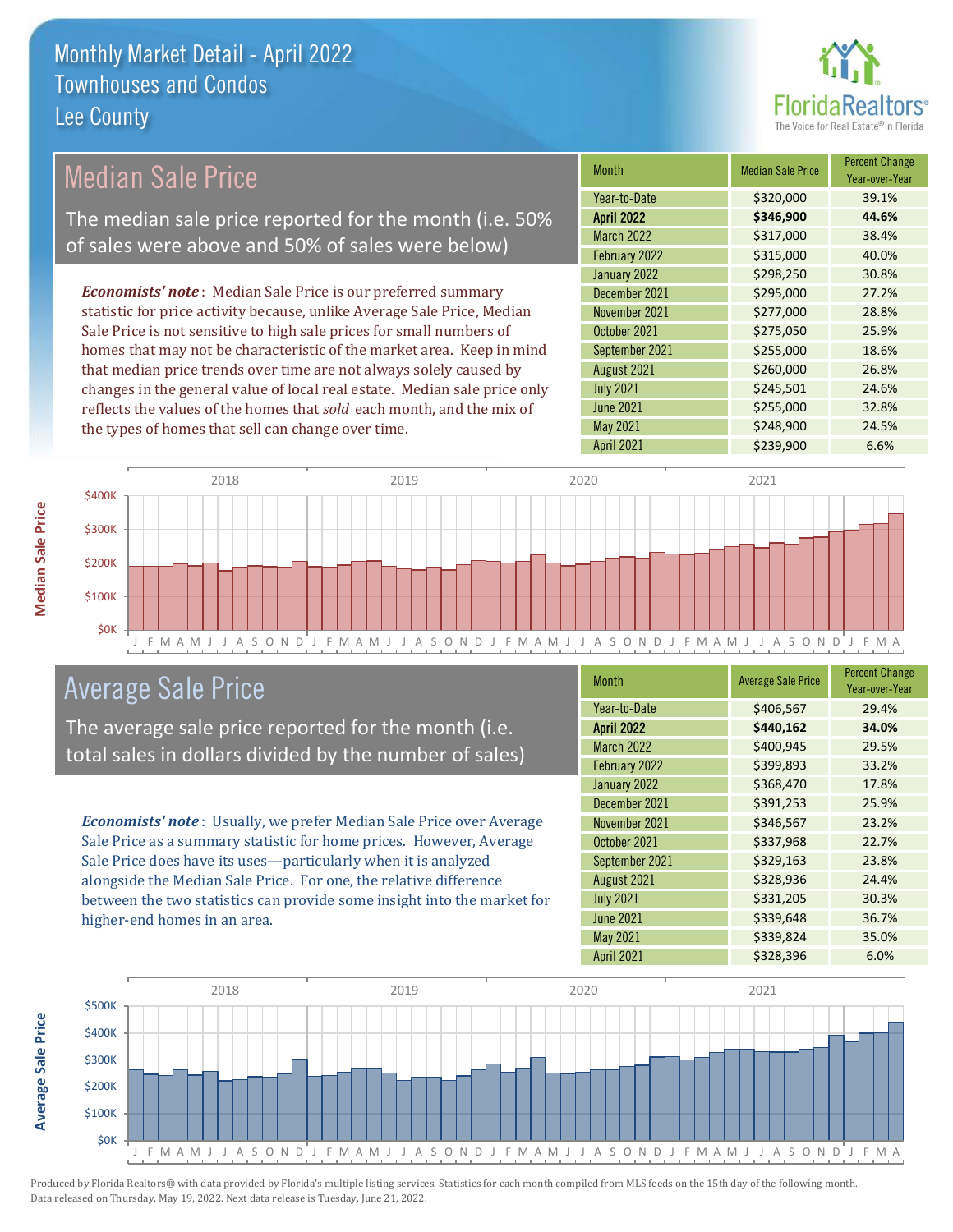# Monthly Market Detail - April 2022
## Townhouses and Condos
## Lee County

## Median Sale Price

The median sale price reported for the month (i.e. 50% of sales were above and 50% of sales were below)

***Economists' note***: Median Sale Price is our preferred summary statistic for price activity because, unlike Average Sale Price, Median Sale Price is not sensitive to high sale prices for small numbers of homes that may not be characteristic of the market area. Keep in mind that median price trends over time are not always solely caused by changes in the general value of local real estate. Median sale price only reflects the values of the homes that *sold* each month, and the mix of the types of homes that sell can change over time.

| Month | Median Sale Price | Percent Change Year-over-Year |
|---|---|---|
| Year-to-Date | $320,000 | 39.1% |
| **April 2022** | **$346,900** | **44.6%** |
| March 2022 | $317,000 | 38.4% |
| February 2022 | $315,000 | 40.0% |
| January 2022 | $298,250 | 30.8% |
| December 2021 | $295,000 | 27.2% |
| November 2021 | $277,000 | 28.8% |
| October 2021 | $275,050 | 25.9% |
| September 2021 | $255,000 | 18.6% |
| August 2021 | $260,000 | 26.8% |
| July 2021 | $245,501 | 24.6% |
| June 2021 | $255,000 | 32.8% |
| May 2021 | $248,900 | 24.5% |
| April 2021 | $239,900 | 6.6% |

## Average Sale Price

The average sale price reported for the month (i.e. total sales in dollars divided by the number of sales)

***Economists' note***: Usually, we prefer Median Sale Price over Average Sale Price as a summary statistic for home prices. However, Average Sale Price does have its uses—particularly when it is analyzed alongside the Median Sale Price. For one, the relative difference between the two statistics can provide some insight into the market for higher-end homes in an area.

| Month | Average Sale Price | Percent Change Year-over-Year |
|---|---|---|
| Year-to-Date | $406,567 | 29.4% |
| **April 2022** | **$440,162** | **34.0%** |
| March 2022 | $400,945 | 29.5% |
| February 2022 | $399,893 | 33.2% |
| January 2022 | $368,470 | 17.8% |
| December 2021 | $391,253 | 25.9% |
| November 2021 | $346,567 | 23.2% |
| October 2021 | $337,968 | 22.7% |
| September 2021 | $329,163 | 23.8% |
| August 2021 | $328,936 | 24.4% |
| July 2021 | $331,205 | 30.3% |
| June 2021 | $339,648 | 36.7% |
| May 2021 | $339,824 | 35.0% |
| April 2021 | $328,396 | 6.0% |

Produced by Florida Realtors® with data provided by Florida's multiple listing services. Statistics for each month compiled from MLS feeds on the 15th day of the following month. Data released on Thursday, May 19, 2022. Next data release is Tuesday, June 21, 2022.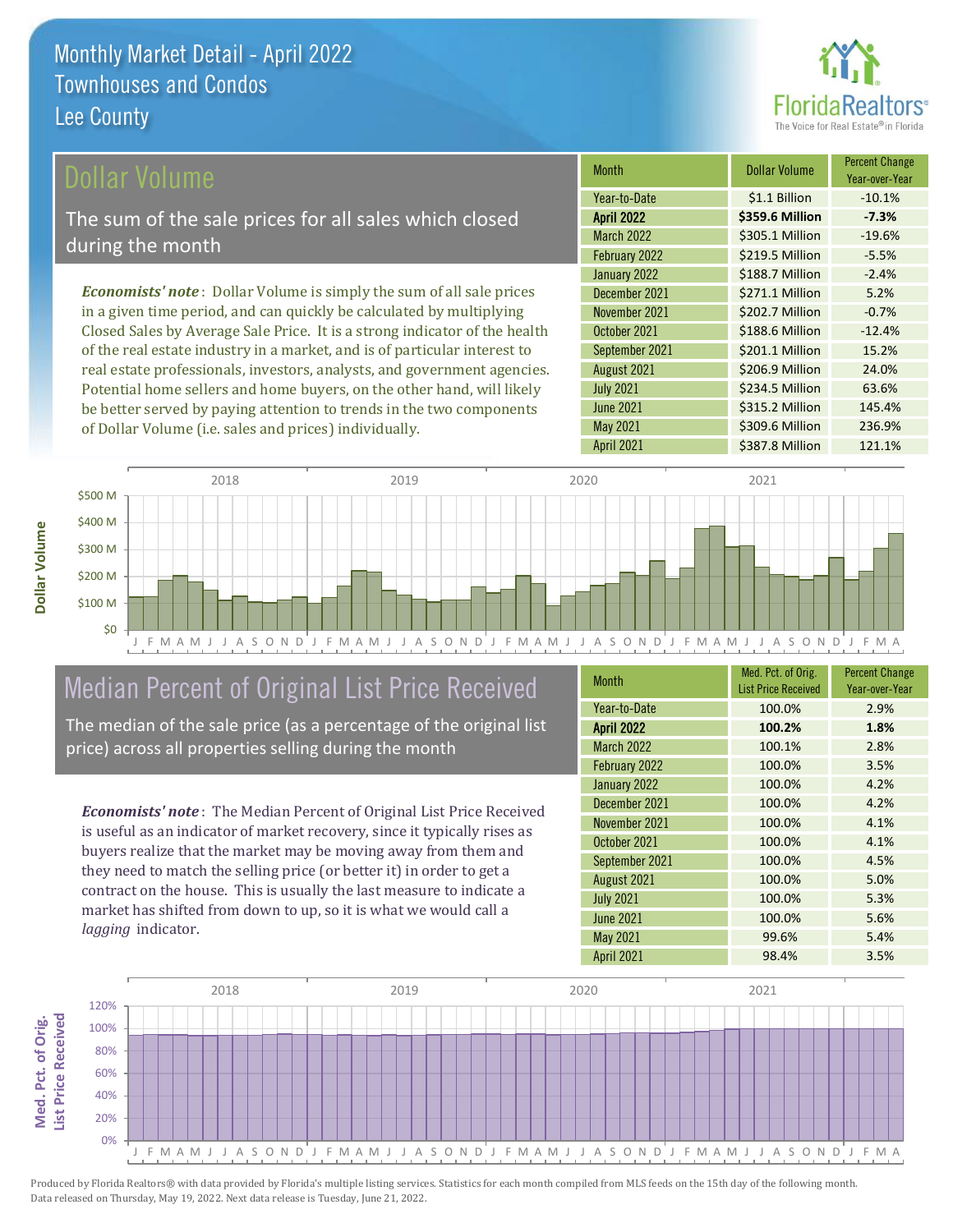# Monthly Market Detail - April 2022
## Townhouses and Condos
## Lee County

## Dollar Volume

The sum of the sale prices for all sales which closed during the month

*Economists' note*: Dollar Volume is simply the sum of all sale prices in a given time period, and can quickly be calculated by multiplying Closed Sales by Average Sale Price. It is a strong indicator of the health of the real estate industry in a market, and is of particular interest to real estate professionals, investors, analysts, and government agencies. Potential home sellers and home buyers, on the other hand, will likely be better served by paying attention to trends in the two components of Dollar Volume (i.e. sales and prices) individually.

| Month | Dollar Volume | Percent Change Year-over-Year |
|---|---|---|
| Year-to-Date | $1.1 Billion | -10.1% |
| **April 2022** | **$359.6 Million** | **-7.3%** |
| March 2022 | $305.1 Million | -19.6% |
| February 2022 | $219.5 Million | -5.5% |
| January 2022 | $188.7 Million | -2.4% |
| December 2021 | $271.1 Million | 5.2% |
| November 2021 | $202.7 Million | -0.7% |
| October 2021 | $188.6 Million | -12.4% |
| September 2021 | $201.1 Million | 15.2% |
| August 2021 | $206.9 Million | 24.0% |
| July 2021 | $234.5 Million | 63.6% |
| June 2021 | $315.2 Million | 145.4% |
| May 2021 | $309.6 Million | 236.9% |
| April 2021 | $387.8 Million | 121.1% |

## Median Percent of Original List Price Received

The median of the sale price (as a percentage of the original list price) across all properties selling during the month

*Economists' note*: The Median Percent of Original List Price Received is useful as an indicator of market recovery, since it typically rises as buyers realize that the market may be moving away from them and they need to match the selling price (or better it) in order to get a contract on the house. This is usually the last measure to indicate a market has shifted from down to up, so it is what we would call a *lagging* indicator.

| Month | Med. Pct. of Orig. List Price Received | Percent Change Year-over-Year |
|---|---|---|
| Year-to-Date | 100.0% | 2.9% |
| **April 2022** | **100.2%** | **1.8%** |
| March 2022 | 100.1% | 2.8% |
| February 2022 | 100.0% | 3.5% |
| January 2022 | 100.0% | 4.2% |
| December 2021 | 100.0% | 4.2% |
| November 2021 | 100.0% | 4.1% |
| October 2021 | 100.0% | 4.1% |
| September 2021 | 100.0% | 4.5% |
| August 2021 | 100.0% | 5.0% |
| July 2021 | 100.0% | 5.3% |
| June 2021 | 100.0% | 5.6% |
| May 2021 | 99.6% | 5.4% |
| April 2021 | 98.4% | 3.5% |

Produced by Florida Realtors® with data provided by Florida's multiple listing services. Statistics for each month compiled from MLS feeds on the 15th day of the following month. Data released on Thursday, May 19, 2022. Next data release is Tuesday, June 21, 2022.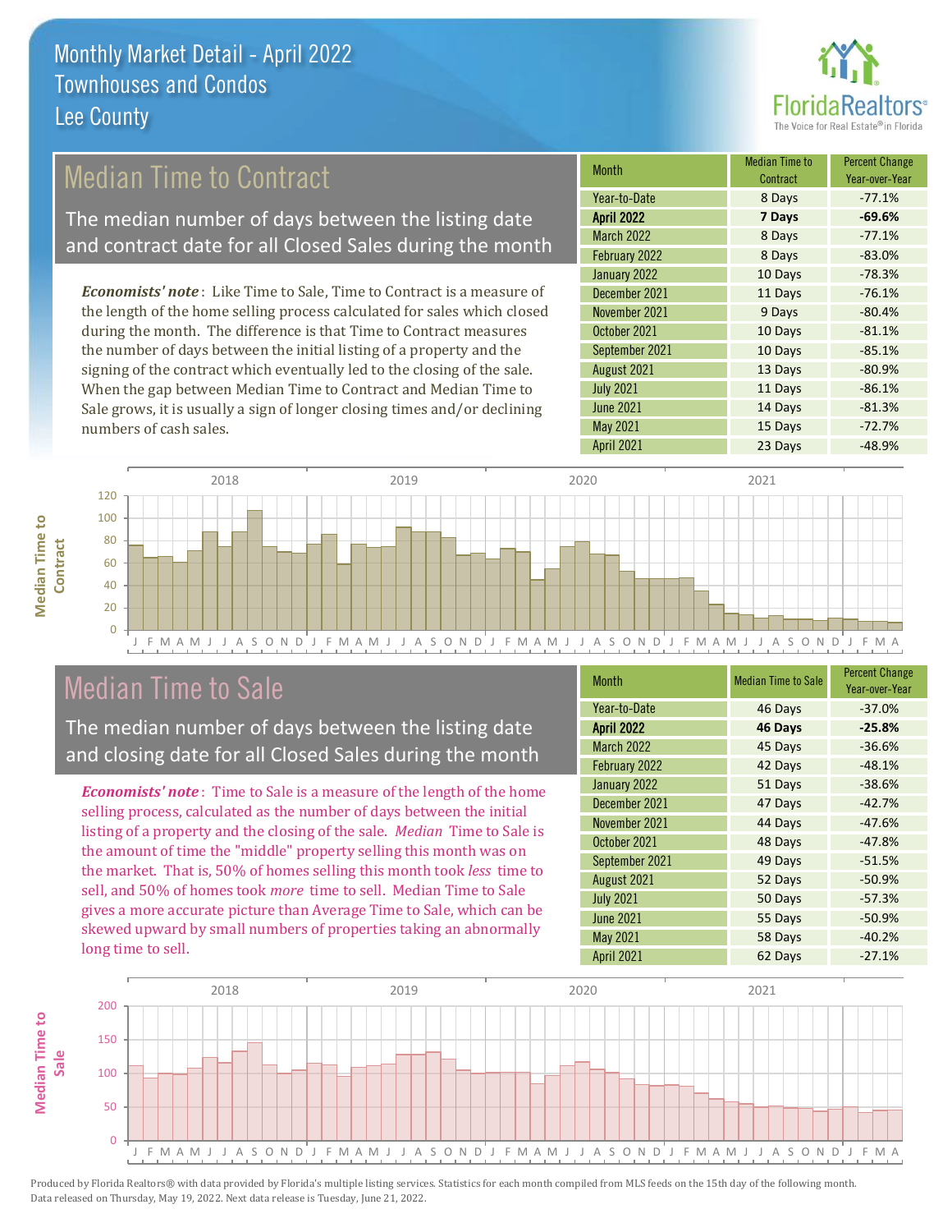# Monthly Market Detail - April 2022
## Townhouses and Condos
## Lee County

## Median Time to Contract

The median number of days between the listing date and contract date for all Closed Sales during the month

*Economists' note*: Like Time to Sale, Time to Contract is a measure of the length of the home selling process calculated for sales which closed during the month. The difference is that Time to Contract measures the number of days between the initial listing of a property and the signing of the contract which eventually led to the closing of the sale. When the gap between Median Time to Contract and Median Time to Sale grows, it is usually a sign of longer closing times and/or declining numbers of cash sales.

| Month | Median Time to Contract | Percent Change Year-over-Year |
|---|---|---|
| Year-to-Date | 8 Days | -77.1% |
| **April 2022** | **7 Days** | **-69.6%** |
| March 2022 | 8 Days | -77.1% |
| February 2022 | 8 Days | -83.0% |
| January 2022 | 10 Days | -78.3% |
| December 2021 | 11 Days | -76.1% |
| November 2021 | 9 Days | -80.4% |
| October 2021 | 10 Days | -81.1% |
| September 2021 | 10 Days | -85.1% |
| August 2021 | 13 Days | -80.9% |
| July 2021 | 11 Days | -86.1% |
| June 2021 | 14 Days | -81.3% |
| May 2021 | 15 Days | -72.7% |
| April 2021 | 23 Days | -48.9% |

## Median Time to Sale

The median number of days between the listing date and closing date for all Closed Sales during the month

*Economists' note*: Time to Sale is a measure of the length of the home selling process, calculated as the number of days between the initial listing of a property and the closing of the sale. *Median* Time to Sale is the amount of time the "middle" property selling this month was on the market. That is, 50% of homes selling this month took *less* time to sell, and 50% of homes took *more* time to sell. Median Time to Sale gives a more accurate picture than Average Time to Sale, which can be skewed upward by small numbers of properties taking an abnormally long time to sell.

| Month | Median Time to Sale | Percent Change Year-over-Year |
|---|---|---|
| Year-to-Date | 46 Days | -37.0% |
| **April 2022** | **46 Days** | **-25.8%** |
| March 2022 | 45 Days | -36.6% |
| February 2022 | 42 Days | -48.1% |
| January 2022 | 51 Days | -38.6% |
| December 2021 | 47 Days | -42.7% |
| November 2021 | 44 Days | -47.6% |
| October 2021 | 48 Days | -47.8% |
| September 2021 | 49 Days | -51.5% |
| August 2021 | 52 Days | -50.9% |
| July 2021 | 50 Days | -57.3% |
| June 2021 | 55 Days | -50.9% |
| May 2021 | 58 Days | -40.2% |
| April 2021 | 62 Days | -27.1% |

Produced by Florida Realtors® with data provided by Florida's multiple listing services. Statistics for each month compiled from MLS feeds on the 15th day of the following month. Data released on Thursday, May 19, 2022. Next data release is Tuesday, June 21, 2022.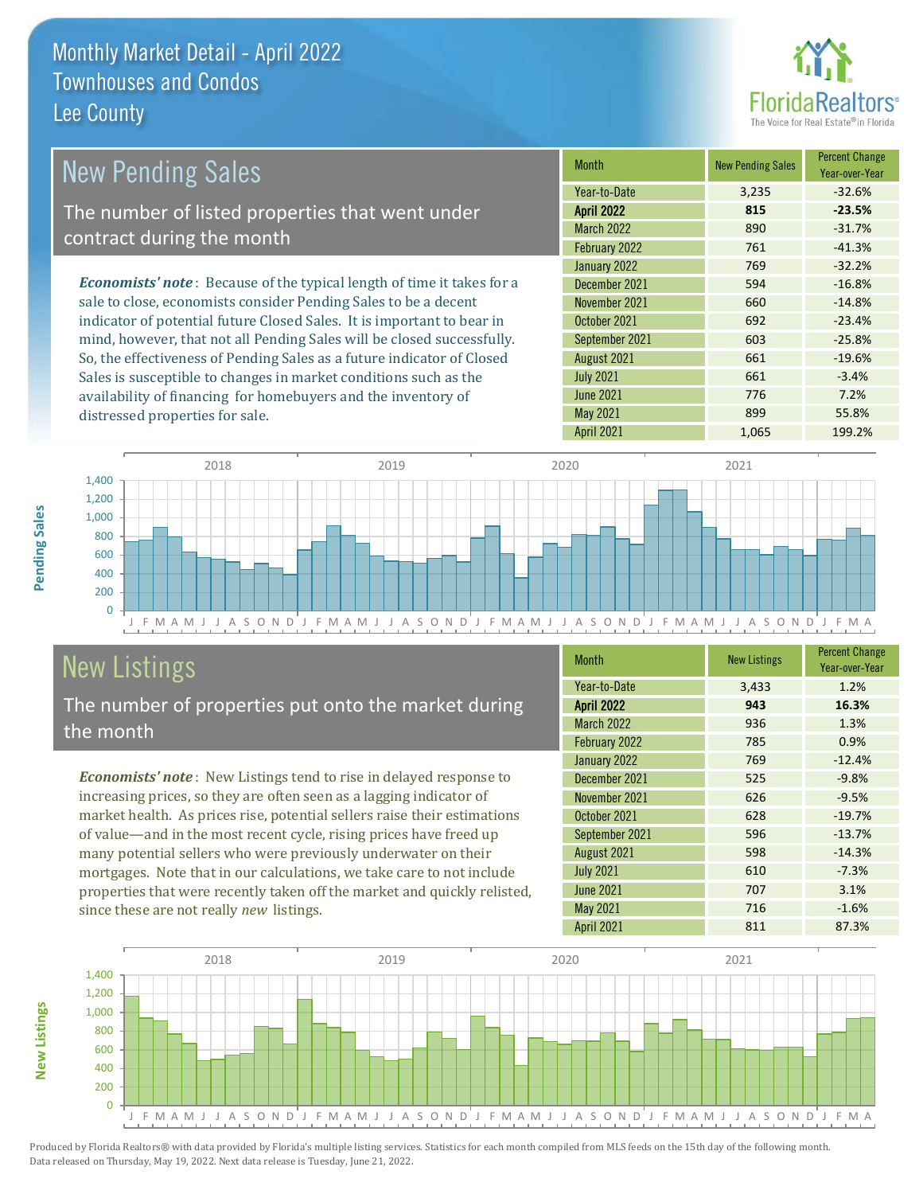# Monthly Market Detail - April 2022
## Townhouses and Condos
## Lee County

## New Pending Sales

The number of listed properties that went under contract during the month

*Economists' note*: Because of the typical length of time it takes for a sale to close, economists consider Pending Sales to be a decent indicator of potential future Closed Sales. It is important to bear in mind, however, that not all Pending Sales will be closed successfully. So, the effectiveness of Pending Sales as a future indicator of Closed Sales is susceptible to changes in market conditions such as the availability of financing for homebuyers and the inventory of distressed properties for sale.

| Month | New Pending Sales | Percent Change Year-over-Year |
|---|---|---|
| Year-to-Date | 3,235 | -32.6% |
| **April 2022** | **815** | **-23.5%** |
| March 2022 | 890 | -31.7% |
| February 2022 | 761 | -41.3% |
| January 2022 | 769 | -32.2% |
| December 2021 | 594 | -16.8% |
| November 2021 | 660 | -14.8% |
| October 2021 | 692 | -23.4% |
| September 2021 | 603 | -25.8% |
| August 2021 | 661 | -19.6% |
| July 2021 | 661 | -3.4% |
| June 2021 | 776 | 7.2% |
| May 2021 | 899 | 55.8% |
| April 2021 | 1,065 | 199.2% |

## New Listings

The number of properties put onto the market during the month

*Economists' note*: New Listings tend to rise in delayed response to increasing prices, so they are often seen as a lagging indicator of market health. As prices rise, potential sellers raise their estimations of value—and in the most recent cycle, rising prices have freed up many potential sellers who were previously underwater on their mortgages. Note that in our calculations, we take care to not include properties that were recently taken off the market and quickly relisted, since these are not really *new* listings.

| Month | New Listings | Percent Change Year-over-Year |
|---|---|---|
| Year-to-Date | 3,433 | 1.2% |
| **April 2022** | **943** | **16.3%** |
| March 2022 | 936 | 1.3% |
| February 2022 | 785 | 0.9% |
| January 2022 | 769 | -12.4% |
| December 2021 | 525 | -9.8% |
| November 2021 | 626 | -9.5% |
| October 2021 | 628 | -19.7% |
| September 2021 | 596 | -13.7% |
| August 2021 | 598 | -14.3% |
| July 2021 | 610 | -7.3% |
| June 2021 | 707 | 3.1% |
| May 2021 | 716 | -1.6% |
| April 2021 | 811 | 87.3% |

Produced by Florida Realtors® with data provided by Florida's multiple listing services. Statistics for each month compiled from MLS feeds on the 15th day of the following month. Data released on Thursday, May 19, 2022. Next data release is Tuesday, June 21, 2022.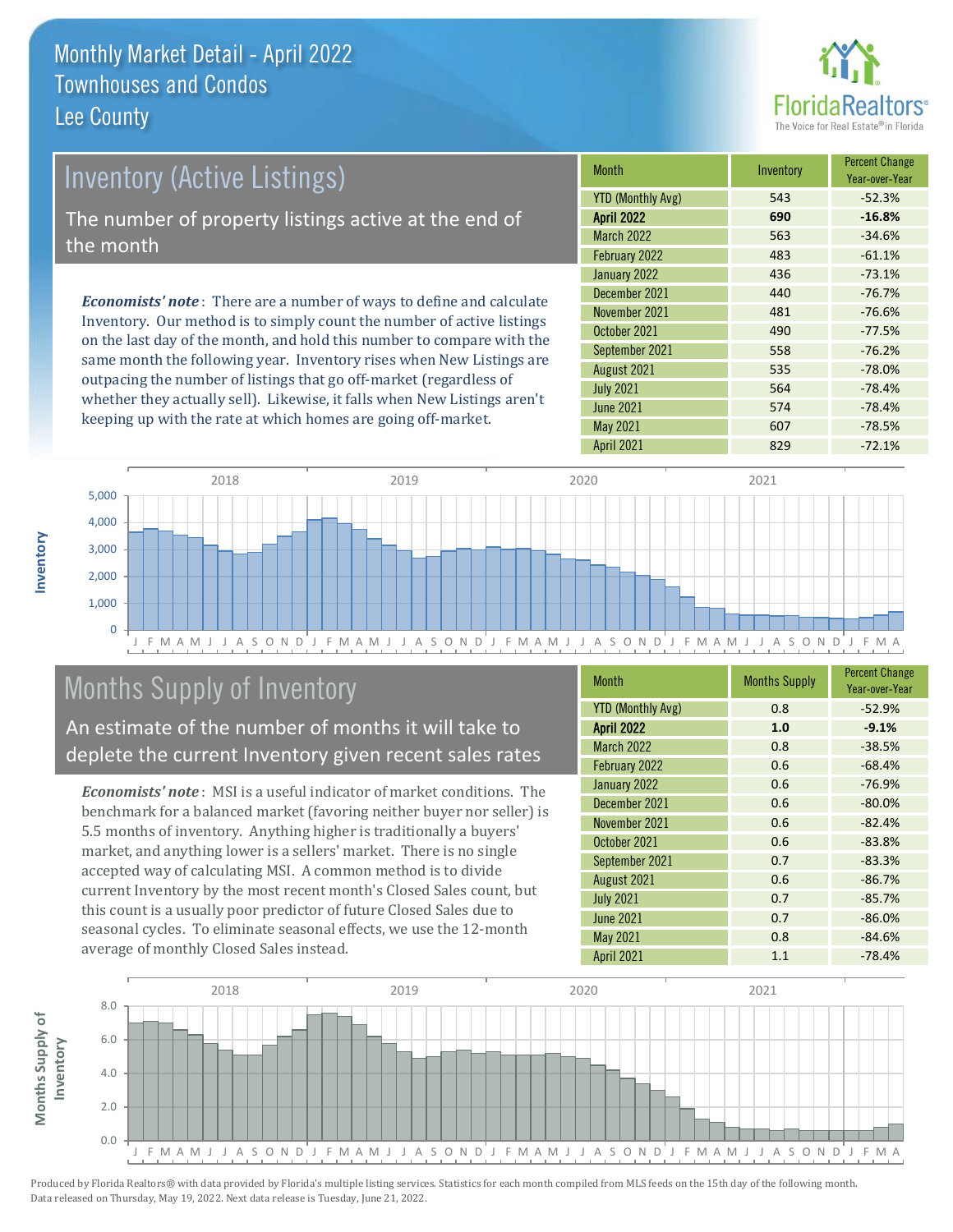# Monthly Market Detail - April 2022
## Townhouses and Condos
## Lee County

## Inventory (Active Listings)

The number of property listings active at the end of the month

***Economists' note***: There are a number of ways to define and calculate Inventory. Our method is to simply count the number of active listings on the last day of the month, and hold this number to compare with the same month the following year. Inventory rises when New Listings are outpacing the number of listings that go off-market (regardless of whether they actually sell). Likewise, it falls when New Listings aren't keeping up with the rate at which homes are going off-market.

| Month | Inventory | Percent Change Year-over-Year |
|---|---|---|
| YTD (Monthly Avg) | 543 | -52.3% |
| **April 2022** | **690** | **-16.8%** |
| March 2022 | 563 | -34.6% |
| February 2022 | 483 | -61.1% |
| January 2022 | 436 | -73.1% |
| December 2021 | 440 | -76.7% |
| November 2021 | 481 | -76.6% |
| October 2021 | 490 | -77.5% |
| September 2021 | 558 | -76.2% |
| August 2021 | 535 | -78.0% |
| July 2021 | 564 | -78.4% |
| June 2021 | 574 | -78.4% |
| May 2021 | 607 | -78.5% |
| April 2021 | 829 | -72.1% |

## Months Supply of Inventory

An estimate of the number of months it will take to deplete the current Inventory given recent sales rates

***Economists' note***: MSI is a useful indicator of market conditions. The benchmark for a balanced market (favoring neither buyer nor seller) is 5.5 months of inventory. Anything higher is traditionally a buyers' market, and anything lower is a sellers' market. There is no single accepted way of calculating MSI. A common method is to divide current Inventory by the most recent month's Closed Sales count, but this count is a usually poor predictor of future Closed Sales due to seasonal cycles. To eliminate seasonal effects, we use the 12-month average of monthly Closed Sales instead.

| Month | Months Supply | Percent Change Year-over-Year |
|---|---|---|
| YTD (Monthly Avg) | 0.8 | -52.9% |
| **April 2022** | **1.0** | **-9.1%** |
| March 2022 | 0.8 | -38.5% |
| February 2022 | 0.6 | -68.4% |
| January 2022 | 0.6 | -76.9% |
| December 2021 | 0.6 | -80.0% |
| November 2021 | 0.6 | -82.4% |
| October 2021 | 0.6 | -83.8% |
| September 2021 | 0.7 | -83.3% |
| August 2021 | 0.6 | -86.7% |
| July 2021 | 0.7 | -85.7% |
| June 2021 | 0.7 | -86.0% |
| May 2021 | 0.8 | -84.6% |
| April 2021 | 1.1 | -78.4% |

Produced by Florida Realtors® with data provided by Florida's multiple listing services. Statistics for each month compiled from MLS feeds on the 15th day of the following month. Data released on Thursday, May 19, 2022. Next data release is Tuesday, June 21, 2022.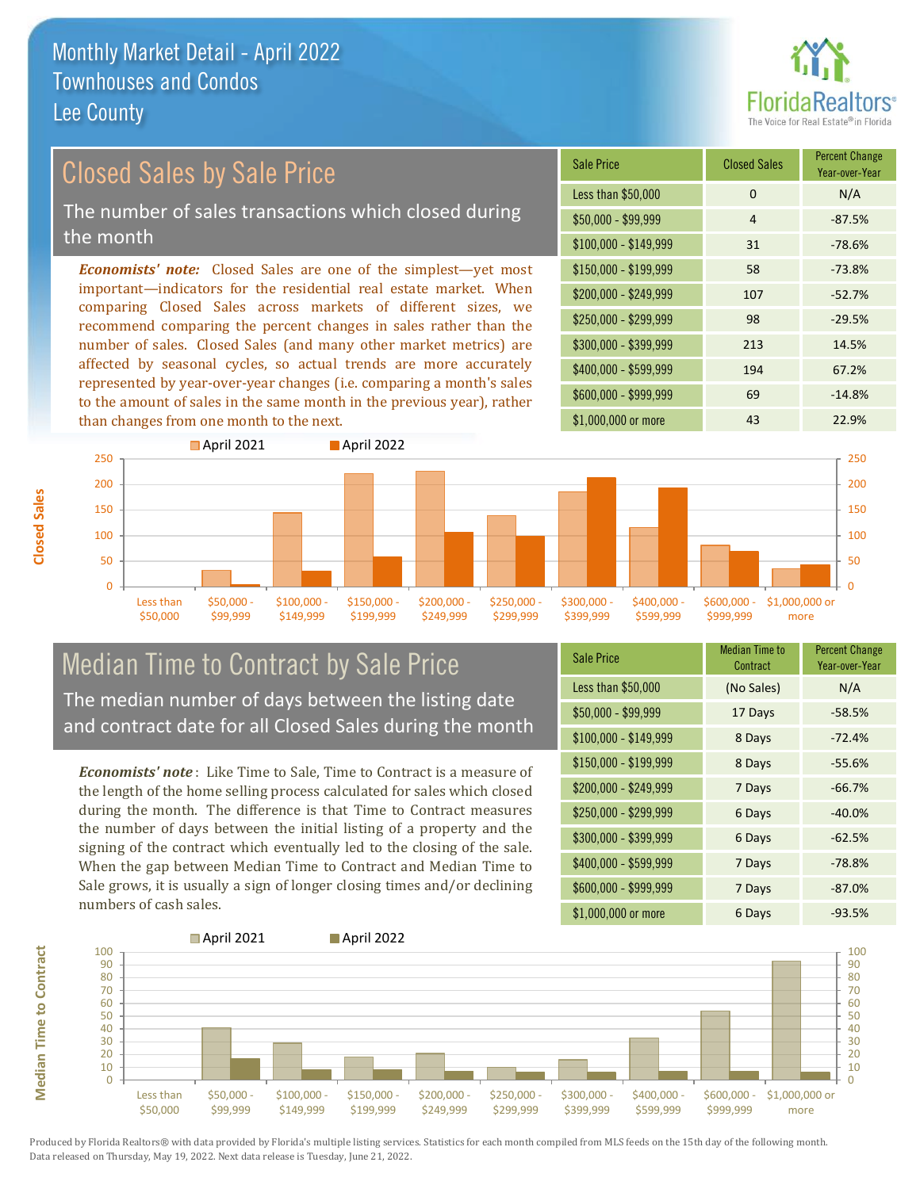# Monthly Market Detail - April 2022
## Townhouses and Condos
## Lee County

## Closed Sales by Sale Price

The number of sales transactions which closed during the month

*Economists' note:* Closed Sales are one of the simplest—yet most important—indicators for the residential real estate market. When comparing Closed Sales across markets of different sizes, we recommend comparing the percent changes in sales rather than the number of sales. Closed Sales (and many other market metrics) are affected by seasonal cycles, so actual trends are more accurately represented by year-over-year changes (i.e. comparing a month's sales to the amount of sales in the same month in the previous year), rather than changes from one month to the next.

| Sale Price | Closed Sales | Percent Change Year-over-Year |
|---|---|---|
| Less than $50,000 | 0 | N/A |
| $50,000 - $99,999 | 4 | -87.5% |
| $100,000 - $149,999 | 31 | -78.6% |
| $150,000 - $199,999 | 58 | -73.8% |
| $200,000 - $249,999 | 107 | -52.7% |
| $250,000 - $299,999 | 98 | -29.5% |
| $300,000 - $399,999 | 213 | 14.5% |
| $400,000 - $599,999 | 194 | 67.2% |
| $600,000 - $999,999 | 69 | -14.8% |
| $1,000,000 or more | 43 | 22.9% |

## Median Time to Contract by Sale Price

The median number of days between the listing date and contract date for all Closed Sales during the month

*Economists' note*: Like Time to Sale, Time to Contract is a measure of the length of the home selling process calculated for sales which closed during the month. The difference is that Time to Contract measures the number of days between the initial listing of a property and the signing of the contract which eventually led to the closing of the sale. When the gap between Median Time to Contract and Median Time to Sale grows, it is usually a sign of longer closing times and/or declining numbers of cash sales.

| Sale Price | Median Time to Contract | Percent Change Year-over-Year |
|---|---|---|
| Less than $50,000 | (No Sales) | N/A |
| $50,000 - $99,999 | 17 Days | -58.5% |
| $100,000 - $149,999 | 8 Days | -72.4% |
| $150,000 - $199,999 | 8 Days | -55.6% |
| $200,000 - $249,999 | 7 Days | -66.7% |
| $250,000 - $299,999 | 6 Days | -40.0% |
| $300,000 - $399,999 | 6 Days | -62.5% |
| $400,000 - $599,999 | 7 Days | -78.8% |
| $600,000 - $999,999 | 7 Days | -87.0% |
| $1,000,000 or more | 6 Days | -93.5% |

Produced by Florida Realtors® with data provided by Florida's multiple listing services. Statistics for each month compiled from MLS feeds on the 15th day of the following month. Data released on Thursday, May 19, 2022. Next data release is Tuesday, June 21, 2022.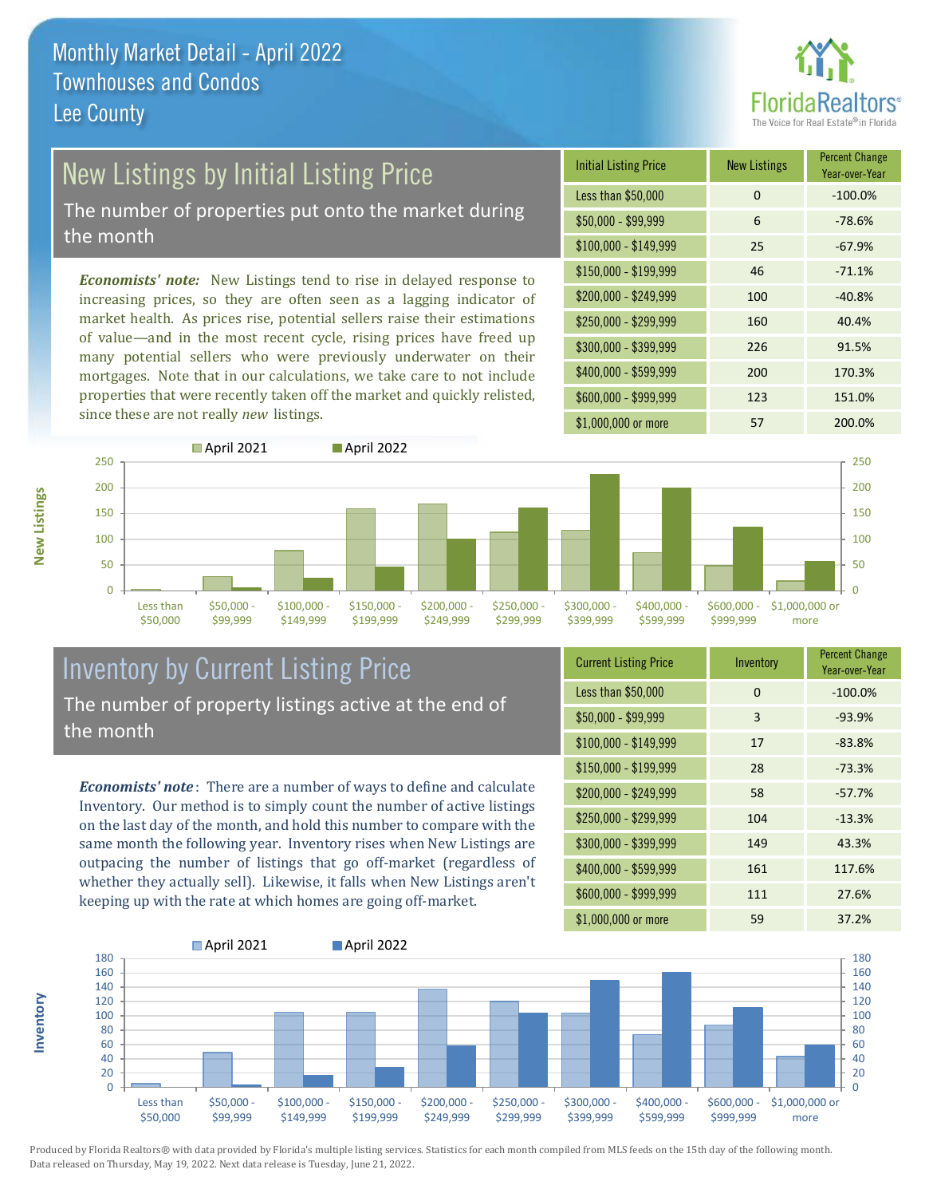# Monthly Market Detail - April 2022
## Townhouses and Condos
## Lee County

## New Listings by Initial Listing Price

The number of properties put onto the market during the month

***Economists' note:*** New Listings tend to rise in delayed response to increasing prices, so they are often seen as a lagging indicator of market health. As prices rise, potential sellers raise their estimations of value—and in the most recent cycle, rising prices have freed up many potential sellers who were previously underwater on their mortgages. Note that in our calculations, we take care to not include properties that were recently taken off the market and quickly relisted, since these are not really *new* listings.

| Initial Listing Price | New Listings | Percent Change Year-over-Year |
|---|---|---|
| Less than $50,000 | 0 | -100.0% |
| $50,000 - $99,999 | 6 | -78.6% |
| $100,000 - $149,999 | 25 | -67.9% |
| $150,000 - $199,999 | 46 | -71.1% |
| $200,000 - $249,999 | 100 | -40.8% |
| $250,000 - $299,999 | 160 | 40.4% |
| $300,000 - $399,999 | 226 | 91.5% |
| $400,000 - $599,999 | 200 | 170.3% |
| $600,000 - $999,999 | 123 | 151.0% |
| $1,000,000 or more | 57 | 200.0% |

## Inventory by Current Listing Price

The number of property listings active at the end of the month

***Economists' note*:** There are a number of ways to define and calculate Inventory. Our method is to simply count the number of active listings on the last day of the month, and hold this number to compare with the same month the following year. Inventory rises when New Listings are outpacing the number of listings that go off-market (regardless of whether they actually sell). Likewise, it falls when New Listings aren't keeping up with the rate at which homes are going off-market.

| Current Listing Price | Inventory | Percent Change Year-over-Year |
|---|---|---|
| Less than $50,000 | 0 | -100.0% |
| $50,000 - $99,999 | 3 | -93.9% |
| $100,000 - $149,999 | 17 | -83.8% |
| $150,000 - $199,999 | 28 | -73.3% |
| $200,000 - $249,999 | 58 | -57.7% |
| $250,000 - $299,999 | 104 | -13.3% |
| $300,000 - $399,999 | 149 | 43.3% |
| $400,000 - $599,999 | 161 | 117.6% |
| $600,000 - $999,999 | 111 | 27.6% |
| $1,000,000 or more | 59 | 37.2% |

Produced by Florida Realtors® with data provided by Florida's multiple listing services. Statistics for each month compiled from MLS feeds on the 15th day of the following month. Data released on Thursday, May 19, 2022. Next data release is Tuesday, June 21, 2022.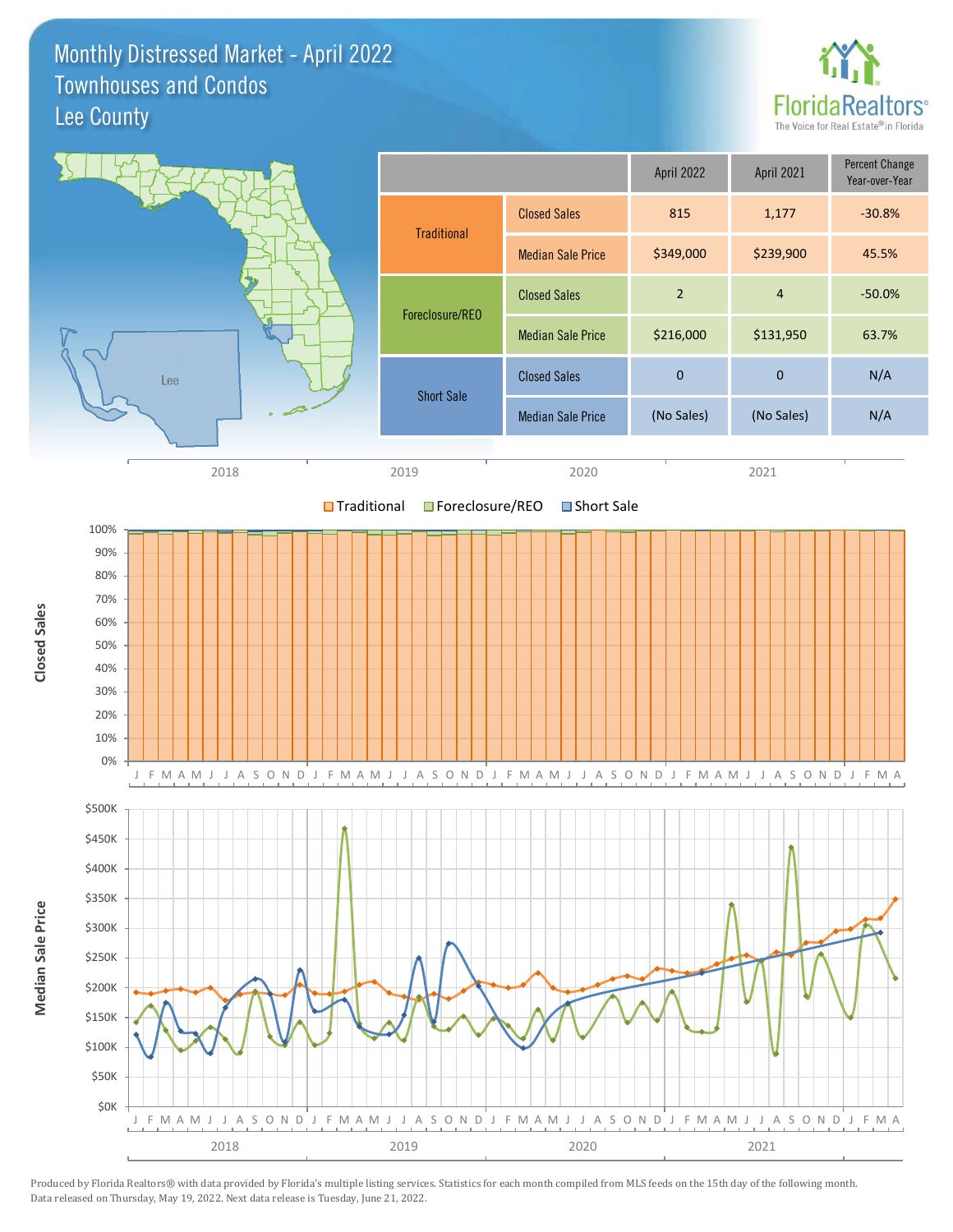# Monthly Distressed Market - April 2022
## Townhouses and Condos
## Lee County

FloridaRealtors®
The Voice for Real Estate® in Florida

Lee

| | | April 2022 | April 2021 | Percent Change Year-over-Year |
|---|---|---|---|---|
| Traditional | Closed Sales | 815 | 1,177 | -30.8% |
| | Median Sale Price | $349,000 | $239,900 | 45.5% |
| Foreclosure/REO | Closed Sales | 2 | 4 | -50.0% |
| | Median Sale Price | $216,000 | $131,950 | 63.7% |
| Short Sale | Closed Sales | 0 | 0 | N/A |
| | Median Sale Price | (No Sales) | (No Sales) | N/A |

2018 2019 2020 2021

Traditional Foreclosure/REO Short Sale

Closed Sales

100% 90% 80% 70% 60% 50% 40% 30% 20% 10% 0%

J F M A M J J A S O N D J F M A M J J A S O N D J F M A M J J A S O N D J F M A M J J A S O N D J F M A

Median Sale Price

$500K $450K $400K $350K $300K $250K $200K $150K $100K $50K $0K

J F M A M J J A S O N D J F M A M J J A S O N D J F M A M J J A S O N D J F M A M J J A S O N D J F M A

2018 2019 2020 2021

Produced by Florida Realtors® with data provided by Florida's multiple listing services. Statistics for each month compiled from MLS feeds on the 15th day of the following month.
Data released on Thursday, May 19, 2022. Next data release is Tuesday, June 21, 2022.